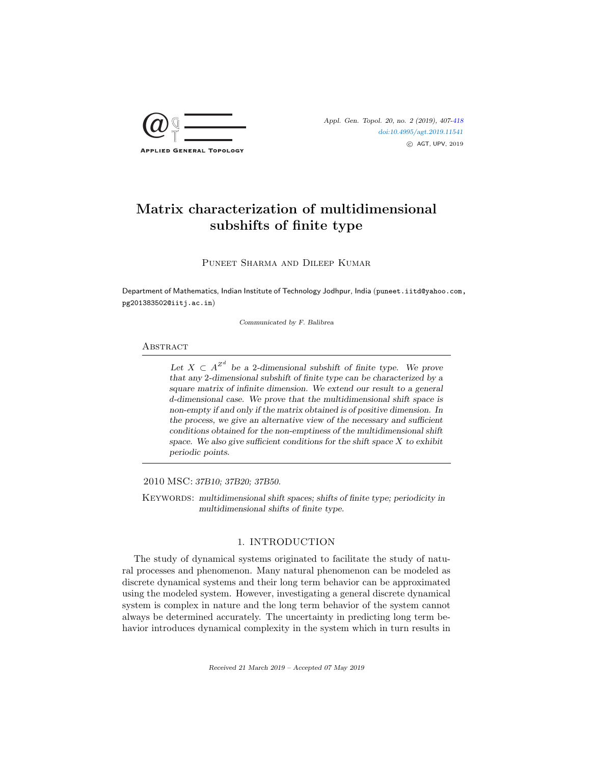# Matrix characterization of multidimensional subshifts of finite type

Puneet Sharma and Dileep Kumar

Department of Mathematics, Indian Institute of Technology Jodhpur, India (puneet.iitd@yahoo.com, pg201383502@iitj.ac.in)

*Communicated by F. Balibrea*

## Abstract

*Let $X \subset A^{Z^d}$ be a 2-dimensional subshift of finite type. We prove that any 2-dimensional subshift of finite type can be characterized by a square matrix of infinite dimension. We extend our result to a general d-dimensional case. We prove that the multidimensional shift space is non-empty if and only if the matrix obtained is of positive dimension. In the process, we give an alternative view of the necessary and sufficient conditions obtained for the non-emptiness of the multidimensional shift space. We also give sufficient conditions for the shift space $X$ to exhibit periodic points.*

2010 MSC: *37B10; 37B20; 37B50.*

Keywords: *multidimensional shift spaces; shifts of finite type; periodicity in multidimensional shifts of finite type.*

## 1. Introduction

The study of dynamical systems originated to facilitate the study of natural processes and phenomenon. Many natural phenomenon can be modeled as discrete dynamical systems and their long term behavior can be approximated using the modeled system. However, investigating a general discrete dynamical system is complex in nature and the long term behavior of the system cannot always be determined accurately. The uncertainty in predicting long term behavior introduces dynamical complexity in the system which in turn results in

Received 21 March 2019 – Accepted 07 May 2019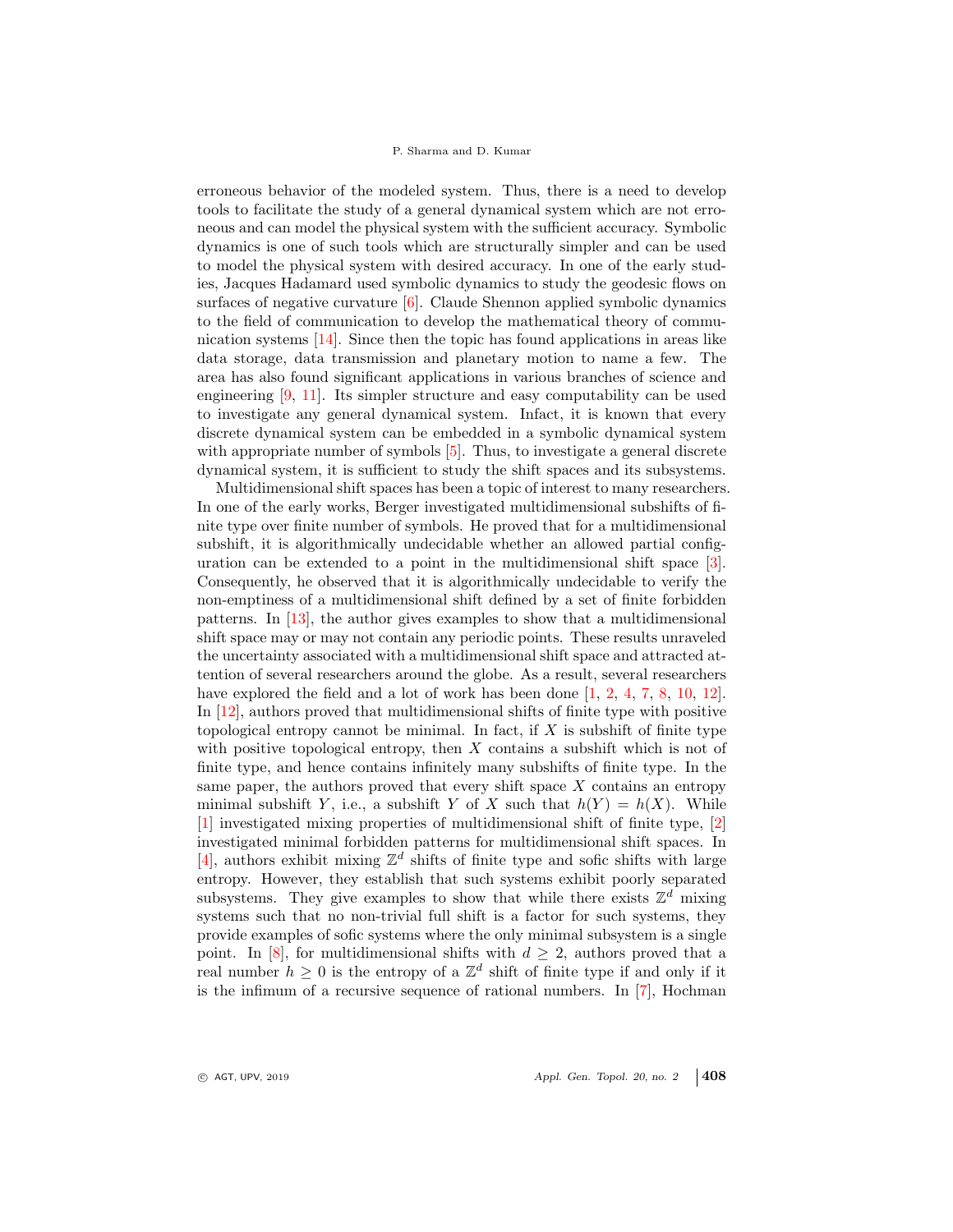erroneous behavior of the modeled system. Thus, there is a need to develop tools to facilitate the study of a general dynamical system which are not erroneous and can model the physical system with the sufficient accuracy. Symbolic dynamics is one of such tools which are structurally simpler and can be used to model the physical system with desired accuracy. In one of the early studies, Jacques Hadamard used symbolic dynamics to study the geodesic flows on surfaces of negative curvature [6]. Claude Shennon applied symbolic dynamics to the field of communication to develop the mathematical theory of communication systems [14]. Since then the topic has found applications in areas like data storage, data transmission and planetary motion to name a few. The area has also found significant applications in various branches of science and engineering [9, 11]. Its simpler structure and easy computability can be used to investigate any general dynamical system. Infact, it is known that every discrete dynamical system can be embedded in a symbolic dynamical system with appropriate number of symbols [5]. Thus, to investigate a general discrete dynamical system, it is sufficient to study the shift spaces and its subsystems.

Multidimensional shift spaces has been a topic of interest to many researchers. In one of the early works, Berger investigated multidimensional subshifts of finite type over finite number of symbols. He proved that for a multidimensional subshift, it is algorithmically undecidable whether an allowed partial configuration can be extended to a point in the multidimensional shift space [3]. Consequently, he observed that it is algorithmically undecidable to verify the non-emptiness of a multidimensional shift defined by a set of finite forbidden patterns. In [13], the author gives examples to show that a multidimensional shift space may or may not contain any periodic points. These results unraveled the uncertainty associated with a multidimensional shift space and attracted attention of several researchers around the globe. As a result, several researchers have explored the field and a lot of work has been done [1, 2, 4, 7, 8, 10, 12]. In [12], authors proved that multidimensional shifts of finite type with positive topological entropy cannot be minimal. In fact, if $X$ is subshift of finite type with positive topological entropy, then $X$ contains a subshift which is not of finite type, and hence contains infinitely many subshifts of finite type. In the same paper, the authors proved that every shift space $X$ contains an entropy minimal subshift $Y$, i.e., a subshift $Y$ of $X$ such that $h(Y) = h(X)$. While [1] investigated mixing properties of multidimensional shift of finite type, [2] investigated minimal forbidden patterns for multidimensional shift spaces. In [4], authors exhibit mixing $\mathbb{Z}^d$ shifts of finite type and sofic shifts with large entropy. However, they establish that such systems exhibit poorly separated subsystems. They give examples to show that while there exists $\mathbb{Z}^d$ mixing systems such that no non-trivial full shift is a factor for such systems, they provide examples of sofic systems where the only minimal subsystem is a single point. In [8], for multidimensional shifts with $d \geq 2$, authors proved that a real number $h \geq 0$ is the entropy of a $\mathbb{Z}^d$ shift of finite type if and only if it is the infimum of a recursive sequence of rational numbers. In [7], Hochman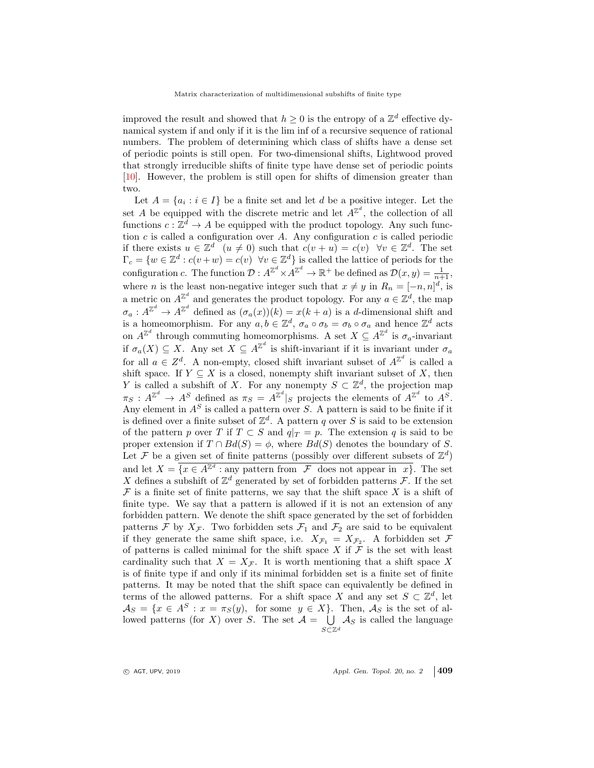improved the result and showed that $h \geq 0$ is the entropy of a $\mathbb{Z}^d$ effective dynamical system if and only if it is the lim inf of a recursive sequence of rational numbers. The problem of determining which class of shifts have a dense set of periodic points is still open. For two-dimensional shifts, Lightwood proved that strongly irreducible shifts of finite type have dense set of periodic points [10]. However, the problem is still open for shifts of dimension greater than two.

Let $A = \{a_i : i \in I\}$ be a finite set and let $d$ be a positive integer. Let the set $A$ be equipped with the discrete metric and let $A^{\mathbb{Z}^d}$, the collection of all functions $c : \mathbb{Z}^d \to A$ be equipped with the product topology. Any such function $c$ is called a configuration over $A$. Any configuration $c$ is called periodic if there exists $u \in \mathbb{Z}^d \ \ (u \neq 0)$ such that $c(v + u) = c(v) \ \ \forall v \in \mathbb{Z}^d$. The set $\Gamma_c = \{w \in \mathbb{Z}^d : c(v+w) = c(v) \ \ \forall v \in \mathbb{Z}^d\}$ is called the lattice of periods for the configuration $c$. The function $\mathcal{D} : A^{\mathbb{Z}^d} \times A^{\mathbb{Z}^d} \to \mathbb{R}^+$ be defined as $\mathcal{D}(x, y) = \frac{1}{n+1}$, where $n$ is the least non-negative integer such that $x \neq y$ in $R_n = [-n, n]^d$, is a metric on $A^{\mathbb{Z}^d}$ and generates the product topology. For any $a \in \mathbb{Z}^d$, the map $\sigma_a : A^{\mathbb{Z}^d} \to A^{\mathbb{Z}^d}$ defined as $(\sigma_a(x))(k) = x(k + a)$ is a $d$-dimensional shift and is a homeomorphism. For any $a, b \in \mathbb{Z}^d$, $\sigma_a \circ \sigma_b = \sigma_b \circ \sigma_a$ and hence $\mathbb{Z}^d$ acts on $A^{\mathbb{Z}^d}$ through commuting homeomorphisms. A set $X \subseteq A^{\mathbb{Z}^d}$ is $\sigma_a$-invariant if $\sigma_a(X) \subseteq X$. Any set $X \subseteq A^{\mathbb{Z}^d}$ is shift-invariant if it is invariant under $\sigma_a$ for all $a \in Z^d$. A non-empty, closed shift invariant subset of $A^{\mathbb{Z}^d}$ is called a shift space. If $Y \subseteq X$ is a closed, nonempty shift invariant subset of $X$, then $Y$ is called a subshift of $X$. For any nonempty $S \subset \mathbb{Z}^d$, the projection map $\pi_S : A^{\mathbb{Z}^d} \to A^S$ defined as $\pi_S = A^{\mathbb{Z}^d}|_S$ projects the elements of $A^{\mathbb{Z}^d}$ to $A^S$. Any element in $A^S$ is called a pattern over $S$. A pattern is said to be finite if it is defined over a finite subset of $\mathbb{Z}^d$. A pattern $q$ over $S$ is said to be extension of the pattern $p$ over $T$ if $T \subset S$ and $q|_T = p$. The extension $q$ is said to be proper extension if $T \cap Bd(S) = \phi$, where $Bd(S)$ denotes the boundary of $S$. Let $\mathcal{F}$ be a given set of finite patterns (possibly over different subsets of $\mathbb{Z}^d$) and let $X = \overline{\{x \in A^{\mathbb{Z}^d} : \text{any pattern from } \ \mathcal{F} \ \text{ does not appear in } \ x\}}$. The set $X$ defines a subshift of $\mathbb{Z}^d$ generated by set of forbidden patterns $\mathcal{F}$. If the set $\mathcal{F}$ is a finite set of finite patterns, we say that the shift space $X$ is a shift of finite type. We say that a pattern is allowed if it is not an extension of any forbidden pattern. We denote the shift space generated by the set of forbidden patterns $\mathcal{F}$ by $X_{\mathcal{F}}$. Two forbidden sets $\mathcal{F}_1$ and $\mathcal{F}_2$ are said to be equivalent if they generate the same shift space, i.e. $X_{\mathcal{F}_1} = X_{\mathcal{F}_2}$. A forbidden set $\mathcal{F}$ of patterns is called minimal for the shift space $X$ if $\mathcal{F}$ is the set with least cardinality such that $X = X_{\mathcal{F}}$. It is worth mentioning that a shift space $X$ is of finite type if and only if its minimal forbidden set is a finite set of finite patterns. It may be noted that the shift space can equivalently be defined in terms of the allowed patterns. For a shift space $X$ and any set $S \subset \mathbb{Z}^d$, let $\mathcal{A}_S = \{x \in A^S : x = \pi_S(y), \ \text{ for some } \ y \in X\}$. Then, $\mathcal{A}_S$ is the set of allowed patterns (for $X$) over $S$. The set $\mathcal{A} = \bigcup\limits_{S \subset \mathbb{Z}^d} \mathcal{A}_S$ is called the language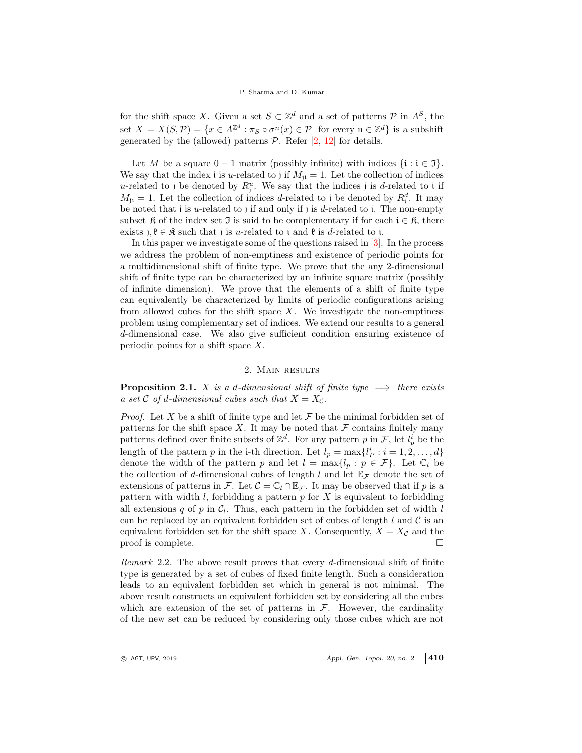for the shift space $X$. Given a set $S \subset \mathbb{Z}^d$ and a set of patterns $\mathcal{P}$ in $A^S$, the set $X = X(S, \mathcal{P}) = \overline{\{x \in A^{\mathbb{Z}^d} : \pi_S \circ \sigma^n(x) \in \mathcal{P} \text{ for every } \mathrm{n} \in \mathbb{Z}^d\}}$ is a subshift generated by the (allowed) patterns $\mathcal{P}$. Refer [2, 12] for details.

Let $M$ be a square $0-1$ matrix (possibly infinite) with indices $\{\mathfrak{i} : \mathfrak{i} \in \mathfrak{I}\}$. We say that the index $\mathfrak{i}$ is $u$-related to $\mathfrak{j}$ if $M_{\mathfrak{j}\mathfrak{i}} = 1$. Let the collection of indices $u$-related to $\mathfrak{j}$ be denoted by $R^u_{\mathfrak{j}}$. We say that the indices $\mathfrak{j}$ is $d$-related to $\mathfrak{i}$ if $M_{\mathfrak{j}\mathfrak{i}} = 1$. Let the collection of indices $d$-related to $\mathfrak{i}$ be denoted by $R^d_{\mathfrak{i}}$. It may be noted that $\mathfrak{i}$ is $u$-related to $\mathfrak{j}$ if and only if $\mathfrak{j}$ is $d$-related to $\mathfrak{i}$. The non-empty subset $\mathfrak{K}$ of the index set $\mathfrak{I}$ is said to be complementary if for each $\mathfrak{i} \in \mathfrak{K}$, there exists $\mathfrak{j}, \mathfrak{k} \in \mathfrak{K}$ such that $\mathfrak{j}$ is $u$-related to $\mathfrak{i}$ and $\mathfrak{k}$ is $d$-related to $\mathfrak{i}$.

In this paper we investigate some of the questions raised in [3]. In the process we address the problem of non-emptiness and existence of periodic points for a multidimensional shift of finite type. We prove that the any 2-dimensional shift of finite type can be characterized by an infinite square matrix (possibly of infinite dimension). We prove that the elements of a shift of finite type can equivalently be characterized by limits of periodic configurations arising from allowed cubes for the shift space $X$. We investigate the non-emptiness problem using complementary set of indices. We extend our results to a general $d$-dimensional case. We also give sufficient condition ensuring existence of periodic points for a shift space $X$.

## 2. Main results

**Proposition 2.1.** *$X$ is a $d$-dimensional shift of finite type $\implies$ there exists a set $\mathcal{C}$ of $d$-dimensional cubes such that $X = X_{\mathcal{C}}$.*

*Proof.* Let $X$ be a shift of finite type and let $\mathcal{F}$ be the minimal forbidden set of patterns for the shift space $X$. It may be noted that $\mathcal{F}$ contains finitely many patterns defined over finite subsets of $\mathbb{Z}^d$. For any pattern $p$ in $\mathcal{F}$, let $l^i_p$ be the length of the pattern $p$ in the i-th direction. Let $l_p = \max\{l^i_P : i = 1, 2, \ldots, d\}$ denote the width of the pattern $p$ and let $l = \max\{l_p : p \in \mathcal{F}\}$. Let $\mathbb{C}_l$ be the collection of $d$-dimensional cubes of length $l$ and let $\mathbb{E}_{\mathcal{F}}$ denote the set of extensions of patterns in $\mathcal{F}$. Let $\mathcal{C} = \mathbb{C}_l \cap \mathbb{E}_{\mathcal{F}}$. It may be observed that if $p$ is a pattern with width $l$, forbidding a pattern $p$ for $X$ is equivalent to forbidding all extensions $q$ of $p$ in $\mathcal{C}_l$. Thus, each pattern in the forbidden set of width $l$ can be replaced by an equivalent forbidden set of cubes of length $l$ and $\mathcal{C}$ is an equivalent forbidden set for the shift space $X$. Consequently, $X = X_{\mathcal{C}}$ and the proof is complete. □

*Remark* 2.2. The above result proves that every $d$-dimensional shift of finite type is generated by a set of cubes of fixed finite length. Such a consideration leads to an equivalent forbidden set which in general is not minimal. The above result constructs an equivalent forbidden set by considering all the cubes which are extension of the set of patterns in $\mathcal{F}$. However, the cardinality of the new set can be reduced by considering only those cubes which are not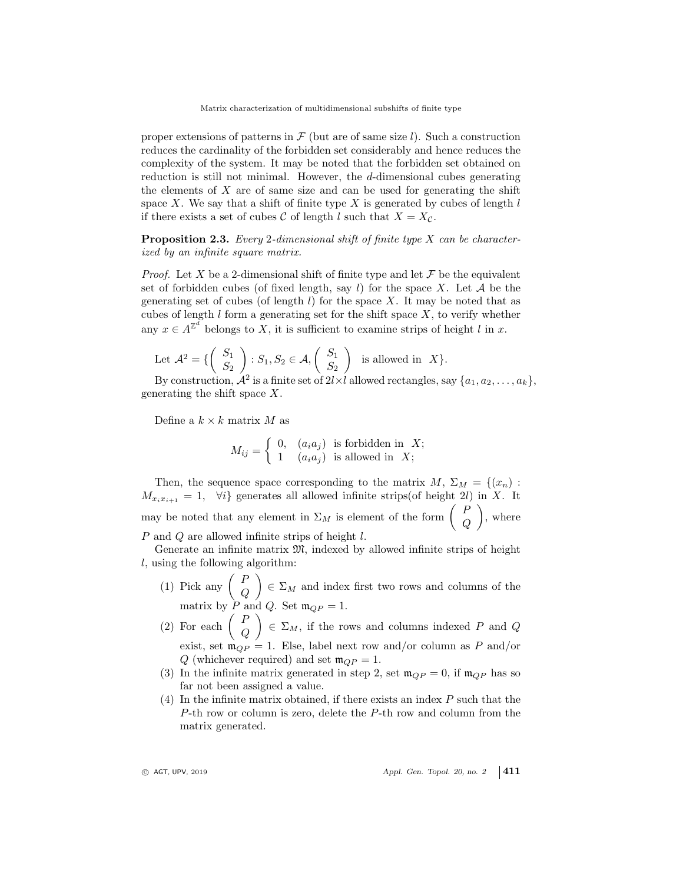proper extensions of patterns in $\mathcal{F}$ (but are of same size $l$). Such a construction reduces the cardinality of the forbidden set considerably and hence reduces the complexity of the system. It may be noted that the forbidden set obtained on reduction is still not minimal. However, the $d$-dimensional cubes generating the elements of $X$ are of same size and can be used for generating the shift space $X$. We say that a shift of finite type $X$ is generated by cubes of length $l$ if there exists a set of cubes $\mathcal{C}$ of length $l$ such that $X = X_{\mathcal{C}}$.

**Proposition 2.3.** *Every 2-dimensional shift of finite type $X$ can be characterized by an infinite square matrix.*

*Proof.* Let $X$ be a 2-dimensional shift of finite type and let $\mathcal{F}$ be the equivalent set of forbidden cubes (of fixed length, say $l$) for the space $X$. Let $\mathcal{A}$ be the generating set of cubes (of length $l$) for the space $X$. It may be noted that as cubes of length $l$ form a generating set for the shift space $X$, to verify whether any $x \in A^{\mathbb{Z}^d}$ belongs to $X$, it is sufficient to examine strips of height $l$ in $x$.

Let $\mathcal{A}^2 = \{\begin{pmatrix} S_1 \\ S_2 \end{pmatrix} : S_1, S_2 \in \mathcal{A}, \begin{pmatrix} S_1 \\ S_2 \end{pmatrix}$ is allowed in $X\}$.

By construction, $\mathcal{A}^2$ is a finite set of $2l \times l$ allowed rectangles, say $\{a_1, a_2, \ldots, a_k\}$, generating the shift space $X$.

Define a $k \times k$ matrix $M$ as

$$M_{ij} = \begin{cases} 0, & (a_i a_j) \text{ is forbidden in } X; \\ 1 & (a_i a_j) \text{ is allowed in } X; \end{cases}$$

Then, the sequence space corresponding to the matrix $M$, $\Sigma_M = \{(x_n) : M_{x_i x_{i+1}} = 1, \ \forall i\}$ generates all allowed infinite strips(of height $2l$) in $X$. It may be noted that any element in $\Sigma_M$ is element of the form $\begin{pmatrix} P \\ Q \end{pmatrix}$, where $P$ and $Q$ are allowed infinite strips of height $l$.

Generate an infinite matrix $\mathfrak{M}$, indexed by allowed infinite strips of height $l$, using the following algorithm:

(1) Pick any $\begin{pmatrix} P \\ Q \end{pmatrix} \in \Sigma_M$ and index first two rows and columns of the matrix by $P$ and $Q$. Set $\mathfrak{m}_{QP} = 1$.
(2) For each $\begin{pmatrix} P \\ Q \end{pmatrix} \in \Sigma_M$, if the rows and columns indexed $P$ and $Q$ exist, set $\mathfrak{m}_{QP} = 1$. Else, label next row and/or column as $P$ and/or $Q$ (whichever required) and set $\mathfrak{m}_{QP} = 1$.
(3) In the infinite matrix generated in step 2, set $\mathfrak{m}_{QP} = 0$, if $\mathfrak{m}_{QP}$ has so far not been assigned a value.
(4) In the infinite matrix obtained, if there exists an index $P$ such that the $P$-th row or column is zero, delete the $P$-th row and column from the matrix generated.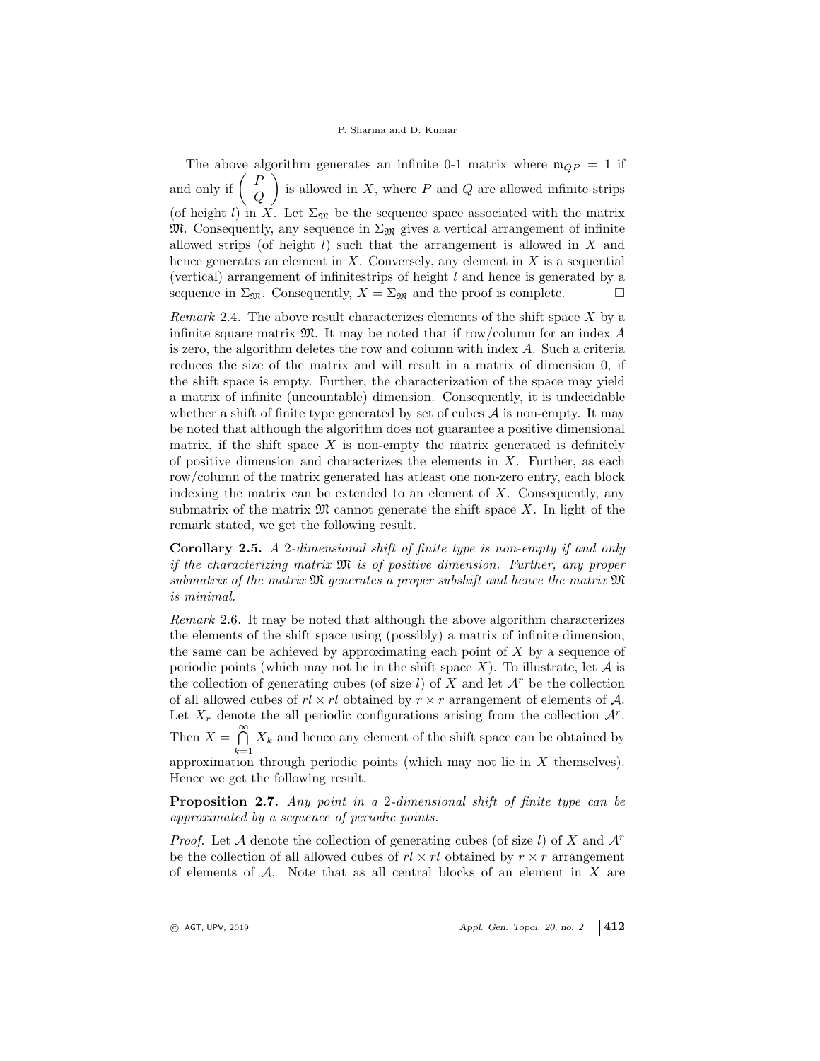The above algorithm generates an infinite 0-1 matrix where $\mathfrak{m}_{QP} = 1$ if and only if $\begin{pmatrix} P \\ Q \end{pmatrix}$ is allowed in $X$, where $P$ and $Q$ are allowed infinite strips (of height $l$) in $X$. Let $\Sigma_{\mathfrak{M}}$ be the sequence space associated with the matrix $\mathfrak{M}$. Consequently, any sequence in $\Sigma_{\mathfrak{M}}$ gives a vertical arrangement of infinite allowed strips (of height $l$) such that the arrangement is allowed in $X$ and hence generates an element in $X$. Conversely, any element in $X$ is a sequential (vertical) arrangement of infinitestrips of height $l$ and hence is generated by a sequence in $\Sigma_{\mathfrak{M}}$. Consequently, $X = \Sigma_{\mathfrak{M}}$ and the proof is complete. □

*Remark* 2.4. The above result characterizes elements of the shift space $X$ by a infinite square matrix $\mathfrak{M}$. It may be noted that if row/column for an index $A$ is zero, the algorithm deletes the row and column with index $A$. Such a criteria reduces the size of the matrix and will result in a matrix of dimension 0, if the shift space is empty. Further, the characterization of the space may yield a matrix of infinite (uncountable) dimension. Consequently, it is undecidable whether a shift of finite type generated by set of cubes $\mathcal{A}$ is non-empty. It may be noted that although the algorithm does not guarantee a positive dimensional matrix, if the shift space $X$ is non-empty the matrix generated is definitely of positive dimension and characterizes the elements in $X$. Further, as each row/column of the matrix generated has atleast one non-zero entry, each block indexing the matrix can be extended to an element of $X$. Consequently, any submatrix of the matrix $\mathfrak{M}$ cannot generate the shift space $X$. In light of the remark stated, we get the following result.

**Corollary 2.5.** *A 2-dimensional shift of finite type is non-empty if and only if the characterizing matrix $\mathfrak{M}$ is of positive dimension. Further, any proper submatrix of the matrix $\mathfrak{M}$ generates a proper subshift and hence the matrix $\mathfrak{M}$ is minimal.*

*Remark* 2.6. It may be noted that although the above algorithm characterizes the elements of the shift space using (possibly) a matrix of infinite dimension, the same can be achieved by approximating each point of $X$ by a sequence of periodic points (which may not lie in the shift space $X$). To illustrate, let $\mathcal{A}$ is the collection of generating cubes (of size $l$) of $X$ and let $\mathcal{A}^r$ be the collection of all allowed cubes of $rl \times rl$ obtained by $r \times r$ arrangement of elements of $\mathcal{A}$. Let $X_r$ denote the all periodic configurations arising from the collection $\mathcal{A}^r$. Then $X = \bigcap\limits_{k=1}^{\infty} X_k$ and hence any element of the shift space can be obtained by approximation through periodic points (which may not lie in $X$ themselves). Hence we get the following result.

**Proposition 2.7.** *Any point in a 2-dimensional shift of finite type can be approximated by a sequence of periodic points.*

*Proof.* Let $\mathcal{A}$ denote the collection of generating cubes (of size $l$) of $X$ and $\mathcal{A}^r$ be the collection of all allowed cubes of $rl \times rl$ obtained by $r \times r$ arrangement of elements of $\mathcal{A}$. Note that as all central blocks of an element in $X$ are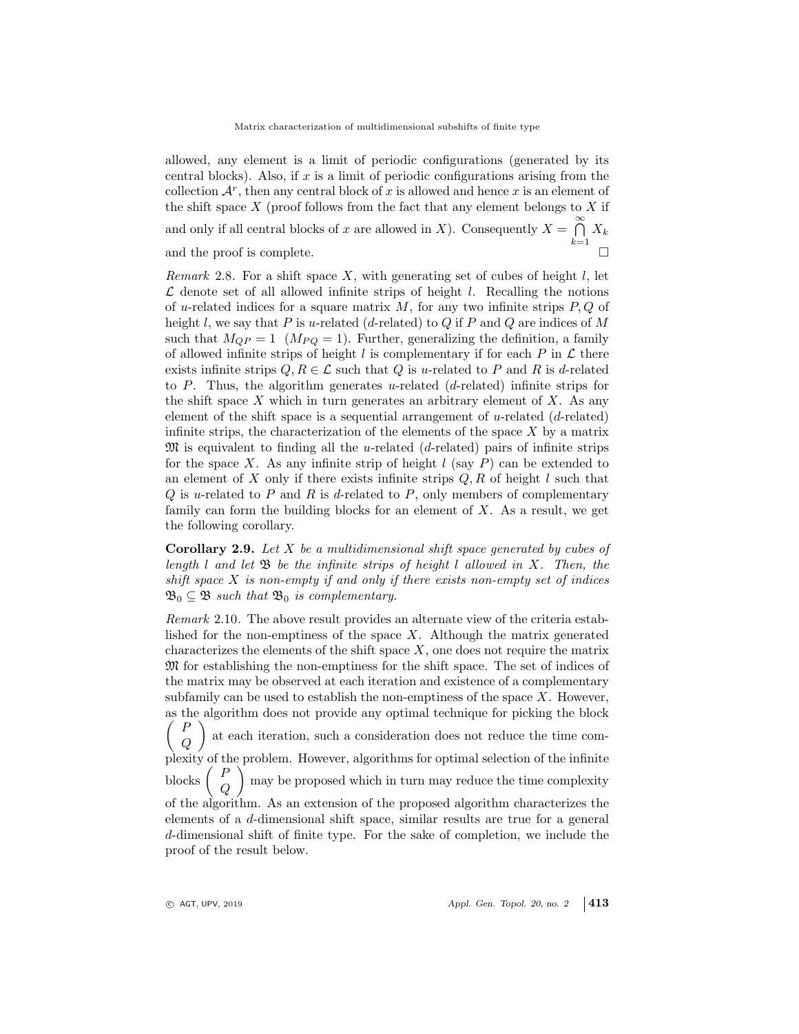allowed, any element is a limit of periodic configurations (generated by its central blocks). Also, if $x$ is a limit of periodic configurations arising from the collection $\mathcal{A}^r$, then any central block of $x$ is allowed and hence $x$ is an element of the shift space $X$ (proof follows from the fact that any element belongs to $X$ if and only if all central blocks of $x$ are allowed in $X$). Consequently $X = \bigcap_{k=1}^{\infty} X_k$ and the proof is complete. □

*Remark* 2.8. For a shift space $X$, with generating set of cubes of height $l$, let $\mathcal{L}$ denote set of all allowed infinite strips of height $l$. Recalling the notions of $u$-related indices for a square matrix $M$, for any two infinite strips $P, Q$ of height $l$, we say that $P$ is $u$-related ($d$-related) to $Q$ if $P$ and $Q$ are indices of $M$ such that $M_{QP} = 1$ ($M_{PQ} = 1$). Further, generalizing the definition, a family of allowed infinite strips of height $l$ is complementary if for each $P$ in $\mathcal{L}$ there exists infinite strips $Q, R \in \mathcal{L}$ such that $Q$ is $u$-related to $P$ and $R$ is $d$-related to $P$. Thus, the algorithm generates $u$-related ($d$-related) infinite strips for the shift space $X$ which in turn generates an arbitrary element of $X$. As any element of the shift space is a sequential arrangement of $u$-related ($d$-related) infinite strips, the characterization of the elements of the space $X$ by a matrix $\mathfrak{M}$ is equivalent to finding all the $u$-related ($d$-related) pairs of infinite strips for the space $X$. As any infinite strip of height $l$ (say $P$) can be extended to an element of $X$ only if there exists infinite strips $Q, R$ of height $l$ such that $Q$ is $u$-related to $P$ and $R$ is $d$-related to $P$, only members of complementary family can form the building blocks for an element of $X$. As a result, we get the following corollary.

**Corollary 2.9.** *Let $X$ be a multidimensional shift space generated by cubes of length $l$ and let $\mathfrak{B}$ be the infinite strips of height $l$ allowed in $X$. Then, the shift space $X$ is non-empty if and only if there exists non-empty set of indices $\mathfrak{B}_0 \subseteq \mathfrak{B}$ such that $\mathfrak{B}_0$ is complementary.*

*Remark* 2.10. The above result provides an alternate view of the criteria established for the non-emptiness of the space $X$. Although the matrix generated characterizes the elements of the shift space $X$, one does not require the matrix $\mathfrak{M}$ for establishing the non-emptiness for the shift space. The set of indices of the matrix may be observed at each iteration and existence of a complementary subfamily can be used to establish the non-emptiness of the space $X$. However, as the algorithm does not provide any optimal technique for picking the block $\begin{pmatrix} P \\ Q \end{pmatrix}$ at each iteration, such a consideration does not reduce the time complexity of the problem. However, algorithms for optimal selection of the infinite blocks $\begin{pmatrix} P \\ Q \end{pmatrix}$ may be proposed which in turn may reduce the time complexity of the algorithm. As an extension of the proposed algorithm characterizes the elements of a $d$-dimensional shift space, similar results are true for a general $d$-dimensional shift of finite type. For the sake of completion, we include the proof of the result below.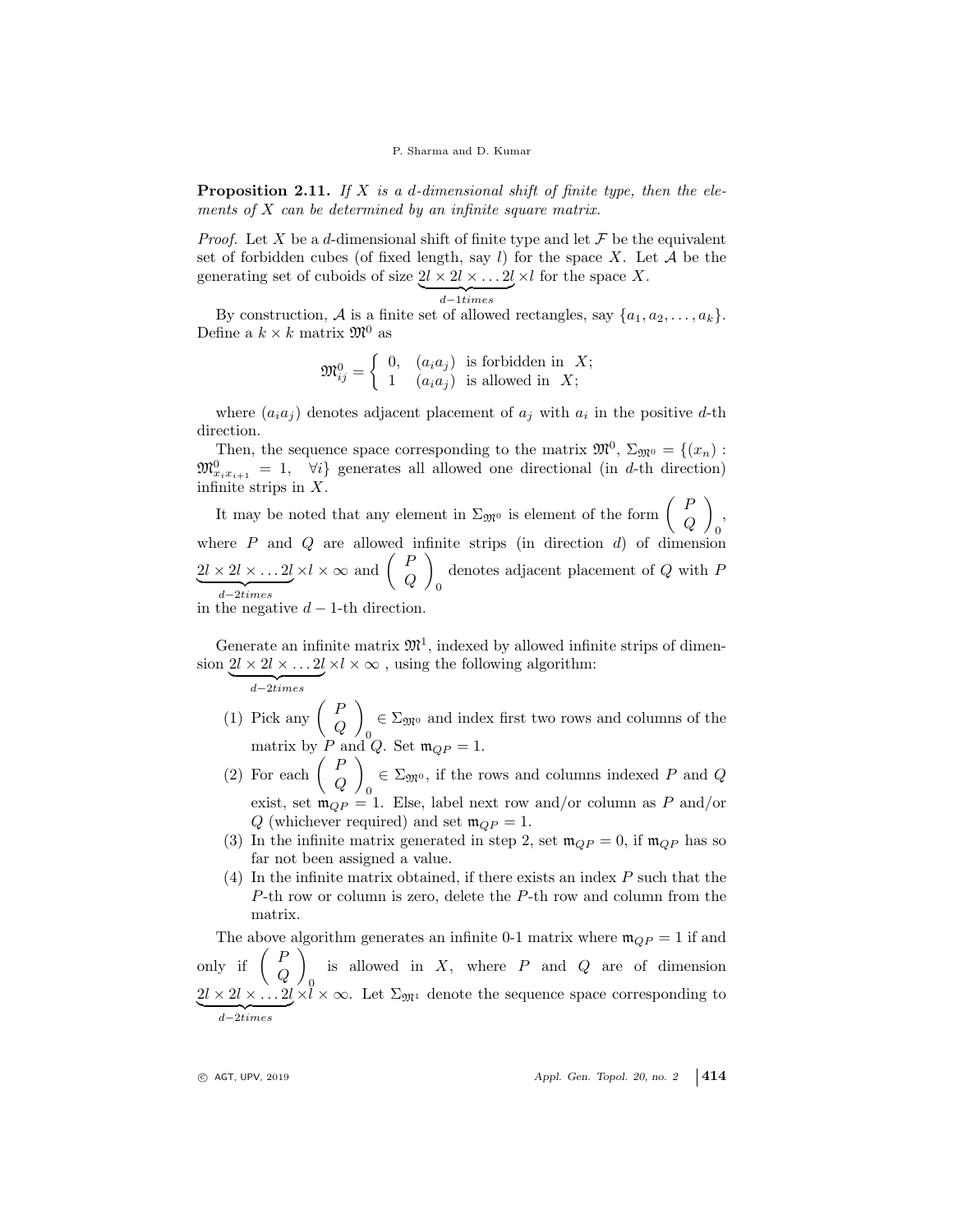**Proposition 2.11.** *If $X$ is a $d$-dimensional shift of finite type, then the elements of $X$ can be determined by an infinite square matrix.*

*Proof.* Let $X$ be a $d$-dimensional shift of finite type and let $\mathcal{F}$ be the equivalent set of forbidden cubes (of fixed length, say $l$) for the space $X$. Let $\mathcal{A}$ be the generating set of cuboids of size $\underbrace{2l \times 2l \times \dots 2l}_{d-1 times} \times l$ for the space $X$.

By construction, $\mathcal{A}$ is a finite set of allowed rectangles, say $\{a_1, a_2, \dots, a_k\}$. Define a $k \times k$ matrix $\mathfrak{M}^0$ as

$$\mathfrak{M}^0_{ij} = \begin{cases} 0, & (a_i a_j) \text{ is forbidden in } X; \\ 1 & (a_i a_j) \text{ is allowed in } X; \end{cases}$$

where $(a_i a_j)$ denotes adjacent placement of $a_j$ with $a_i$ in the positive $d$-th direction.

Then, the sequence space corresponding to the matrix $\mathfrak{M}^0$, $\Sigma_{\mathfrak{M}^0} = \{(x_n) : \mathfrak{M}^0_{x_i x_{i+1}} = 1, \quad \forall i\}$ generates all allowed one directional (in $d$-th direction) infinite strips in $X$.

It may be noted that any element in $\Sigma_{\mathfrak{M}^0}$ is element of the form $\begin{pmatrix} P \\ Q \end{pmatrix}_0$, where $P$ and $Q$ are allowed infinite strips (in direction $d$) of dimension $\underbrace{2l \times 2l \times \dots 2l}_{d-2 times} \times l \times \infty$ and $\begin{pmatrix} P \\ Q \end{pmatrix}_0$ denotes adjacent placement of $Q$ with $P$ in the negative $d-1$-th direction.

Generate an infinite matrix $\mathfrak{M}^1$, indexed by allowed infinite strips of dimension $\underbrace{2l \times 2l \times \dots 2l}_{d-2 times} \times l \times \infty$ , using the following algorithm:

(1) Pick any $\begin{pmatrix} P \\ Q \end{pmatrix}_0 \in \Sigma_{\mathfrak{M}^0}$ and index first two rows and columns of the matrix by $P$ and $Q$. Set $\mathfrak{m}_{QP} = 1$.
(2) For each $\begin{pmatrix} P \\ Q \end{pmatrix}_0 \in \Sigma_{\mathfrak{M}^0}$, if the rows and columns indexed $P$ and $Q$ exist, set $\mathfrak{m}_{QP} = 1$. Else, label next row and/or column as $P$ and/or $Q$ (whichever required) and set $\mathfrak{m}_{QP} = 1$.
(3) In the infinite matrix generated in step 2, set $\mathfrak{m}_{QP} = 0$, if $\mathfrak{m}_{QP}$ has so far not been assigned a value.
(4) In the infinite matrix obtained, if there exists an index $P$ such that the $P$-th row or column is zero, delete the $P$-th row and column from the matrix.

The above algorithm generates an infinite 0-1 matrix where $\mathfrak{m}_{QP} = 1$ if and only if $\begin{pmatrix} P \\ Q \end{pmatrix}_0$ is allowed in $X$, where $P$ and $Q$ are of dimension $\underbrace{2l \times 2l \times \dots 2l}_{d-2 times} \times l \times \infty$. Let $\Sigma_{\mathfrak{M}^1}$ denote the sequence space corresponding to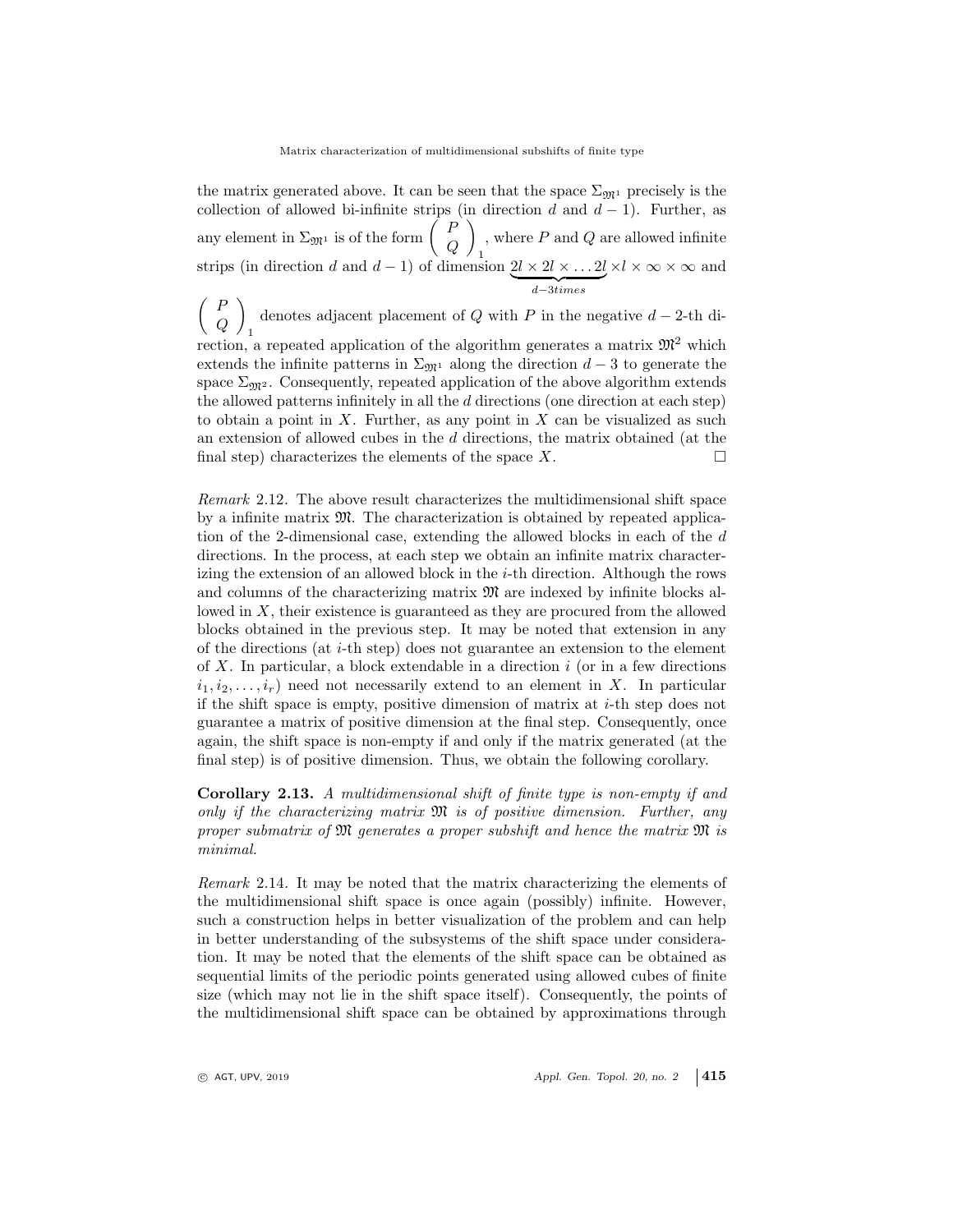the matrix generated above. It can be seen that the space $\Sigma_{\mathfrak{M}^1}$ precisely is the collection of allowed bi-infinite strips (in direction $d$ and $d-1$). Further, as any element in $\Sigma_{\mathfrak{M}^1}$ is of the form $\left(\begin{array}{c} P \\ Q \end{array}\right)_1$, where $P$ and $Q$ are allowed infinite strips (in direction $d$ and $d-1$) of dimension $\underbrace{2l \times 2l \times \ldots 2l}_{d-3 times} \times l \times \infty \times \infty$ and $\left(\begin{array}{c} P \\ Q \end{array}\right)_1$ denotes adjacent placement of $Q$ with $P$ in the negative $d-2$-th direction, a repeated application of the algorithm generates a matrix $\mathfrak{M}^2$ which extends the infinite patterns in $\Sigma_{\mathfrak{M}^1}$ along the direction $d-3$ to generate the space $\Sigma_{\mathfrak{M}^2}$. Consequently, repeated application of the above algorithm extends the allowed patterns infinitely in all the $d$ directions (one direction at each step) to obtain a point in $X$. Further, as any point in $X$ can be visualized as such an extension of allowed cubes in the $d$ directions, the matrix obtained (at the final step) characterizes the elements of the space $X$. $\square$

*Remark* 2.12. The above result characterizes the multidimensional shift space by a infinite matrix $\mathfrak{M}$. The characterization is obtained by repeated application of the 2-dimensional case, extending the allowed blocks in each of the $d$ directions. In the process, at each step we obtain an infinite matrix characterizing the extension of an allowed block in the $i$-th direction. Although the rows and columns of the characterizing matrix $\mathfrak{M}$ are indexed by infinite blocks allowed in $X$, their existence is guaranteed as they are procured from the allowed blocks obtained in the previous step. It may be noted that extension in any of the directions (at $i$-th step) does not guarantee an extension to the element of $X$. In particular, a block extendable in a direction $i$ (or in a few directions $i_1, i_2, \ldots, i_r$) need not necessarily extend to an element in $X$. In particular if the shift space is empty, positive dimension of matrix at $i$-th step does not guarantee a matrix of positive dimension at the final step. Consequently, once again, the shift space is non-empty if and only if the matrix generated (at the final step) is of positive dimension. Thus, we obtain the following corollary.

**Corollary 2.13.** *A multidimensional shift of finite type is non-empty if and only if the characterizing matrix $\mathfrak{M}$ is of positive dimension. Further, any proper submatrix of $\mathfrak{M}$ generates a proper subshift and hence the matrix $\mathfrak{M}$ is minimal.*

*Remark* 2.14. It may be noted that the matrix characterizing the elements of the multidimensional shift space is once again (possibly) infinite. However, such a construction helps in better visualization of the problem and can help in better understanding of the subsystems of the shift space under consideration. It may be noted that the elements of the shift space can be obtained as sequential limits of the periodic points generated using allowed cubes of finite size (which may not lie in the shift space itself). Consequently, the points of the multidimensional shift space can be obtained by approximations through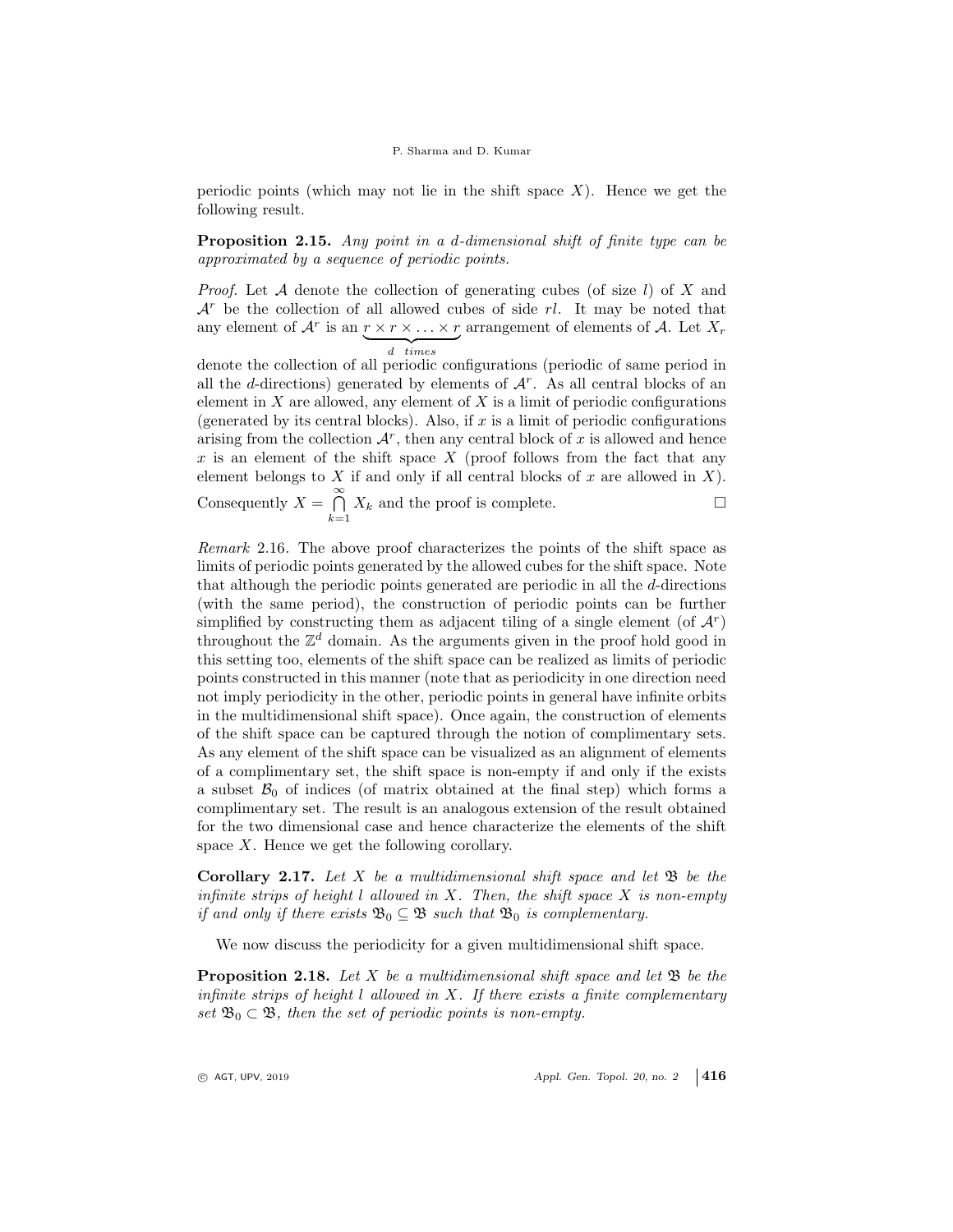periodic points (which may not lie in the shift space $X$). Hence we get the following result.

**Proposition 2.15.** *Any point in a $d$-dimensional shift of finite type can be approximated by a sequence of periodic points.*

*Proof.* Let $\mathcal{A}$ denote the collection of generating cubes (of size $l$) of $X$ and $\mathcal{A}^r$ be the collection of all allowed cubes of side $rl$. It may be noted that any element of $\mathcal{A}^r$ is an $\underbrace{r \times r \times \ldots \times r}_{d \ \ times}$ arrangement of elements of $\mathcal{A}$. Let $X_r$ denote the collection of all periodic configurations (periodic of same period in all the $d$-directions) generated by elements of $\mathcal{A}^r$. As all central blocks of an element in $X$ are allowed, any element of $X$ is a limit of periodic configurations (generated by its central blocks). Also, if $x$ is a limit of periodic configurations arising from the collection $\mathcal{A}^r$, then any central block of $x$ is allowed and hence $x$ is an element of the shift space $X$ (proof follows from the fact that any element belongs to $X$ if and only if all central blocks of $x$ are allowed in $X$). Consequently $X = \bigcap\limits_{k=1}^{\infty} X_k$ and the proof is complete. □

*Remark* 2.16. The above proof characterizes the points of the shift space as limits of periodic points generated by the allowed cubes for the shift space. Note that although the periodic points generated are periodic in all the $d$-directions (with the same period), the construction of periodic points can be further simplified by constructing them as adjacent tiling of a single element (of $\mathcal{A}^r$) throughout the $\mathbb{Z}^d$ domain. As the arguments given in the proof hold good in this setting too, elements of the shift space can be realized as limits of periodic points constructed in this manner (note that as periodicity in one direction need not imply periodicity in the other, periodic points in general have infinite orbits in the multidimensional shift space). Once again, the construction of elements of the shift space can be captured through the notion of complimentary sets. As any element of the shift space can be visualized as an alignment of elements of a complimentary set, the shift space is non-empty if and only if the exists a subset $\mathcal{B}_0$ of indices (of matrix obtained at the final step) which forms a complimentary set. The result is an analogous extension of the result obtained for the two dimensional case and hence characterize the elements of the shift space $X$. Hence we get the following corollary.

**Corollary 2.17.** *Let $X$ be a multidimensional shift space and let $\mathfrak{B}$ be the infinite strips of height $l$ allowed in $X$. Then, the shift space $X$ is non-empty if and only if there exists $\mathfrak{B}_0 \subseteq \mathfrak{B}$ such that $\mathfrak{B}_0$ is complementary.*

We now discuss the periodicity for a given multidimensional shift space.

**Proposition 2.18.** *Let $X$ be a multidimensional shift space and let $\mathfrak{B}$ be the infinite strips of height $l$ allowed in $X$. If there exists a finite complementary set $\mathfrak{B}_0 \subset \mathfrak{B}$, then the set of periodic points is non-empty.*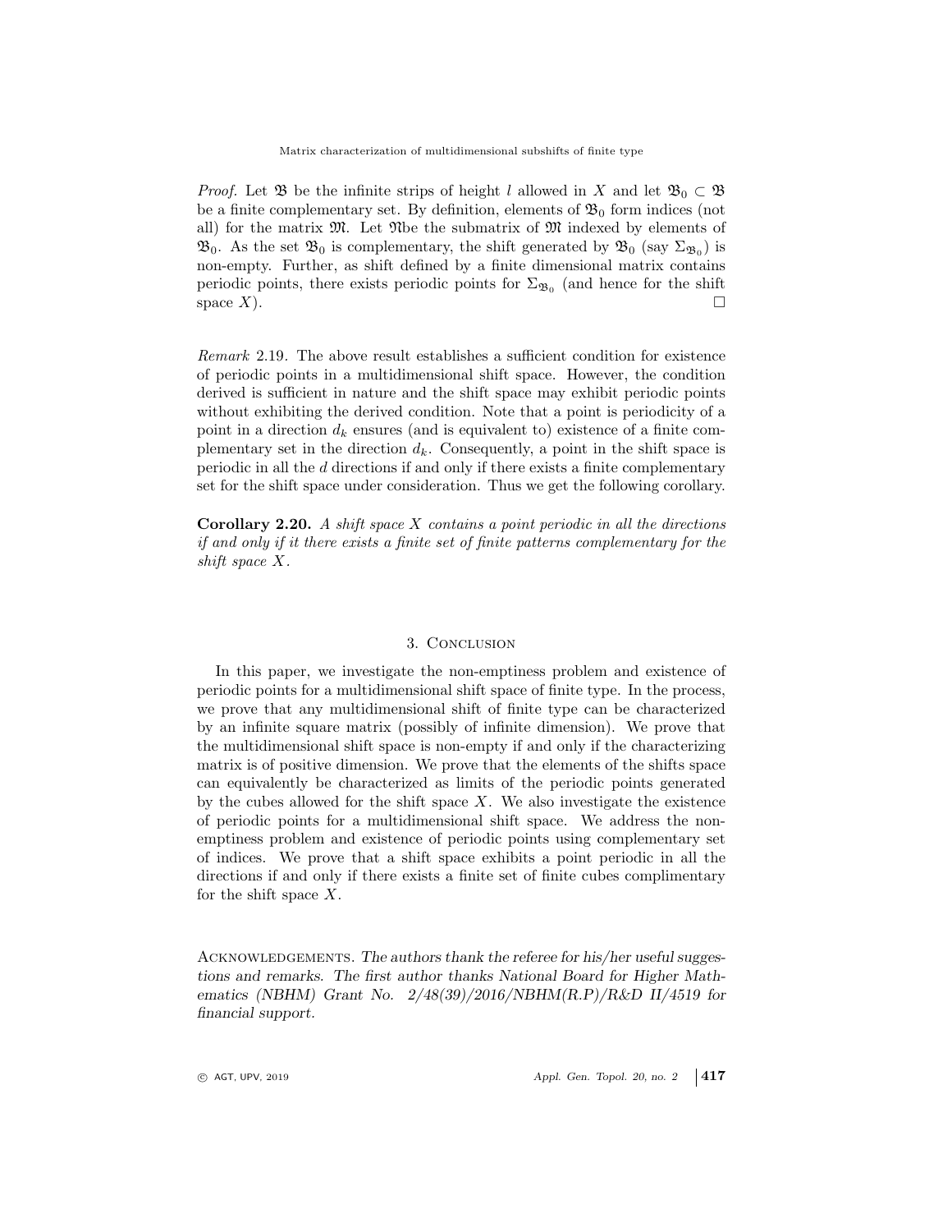*Proof.* Let $\mathfrak{B}$ be the infinite strips of height $l$ allowed in $X$ and let $\mathfrak{B}_0 \subset \mathfrak{B}$ be a finite complementary set. By definition, elements of $\mathfrak{B}_0$ form indices (not all) for the matrix $\mathfrak{M}$. Let $\mathfrak{N}$be the submatrix of $\mathfrak{M}$ indexed by elements of $\mathfrak{B}_0$. As the set $\mathfrak{B}_0$ is complementary, the shift generated by $\mathfrak{B}_0$ (say $\Sigma_{\mathfrak{B}_0}$) is non-empty. Further, as shift defined by a finite dimensional matrix contains periodic points, there exists periodic points for $\Sigma_{\mathfrak{B}_0}$ (and hence for the shift space $X$). □

*Remark* 2.19. The above result establishes a sufficient condition for existence of periodic points in a multidimensional shift space. However, the condition derived is sufficient in nature and the shift space may exhibit periodic points without exhibiting the derived condition. Note that a point is periodicity of a point in a direction $d_k$ ensures (and is equivalent to) existence of a finite complementary set in the direction $d_k$. Consequently, a point in the shift space is periodic in all the $d$ directions if and only if there exists a finite complementary set for the shift space under consideration. Thus we get the following corollary.

**Corollary 2.20.** *A shift space $X$ contains a point periodic in all the directions if and only if it there exists a finite set of finite patterns complementary for the shift space $X$.*

## 3. Conclusion

In this paper, we investigate the non-emptiness problem and existence of periodic points for a multidimensional shift space of finite type. In the process, we prove that any multidimensional shift of finite type can be characterized by an infinite square matrix (possibly of infinite dimension). We prove that the multidimensional shift space is non-empty if and only if the characterizing matrix is of positive dimension. We prove that the elements of the shifts space can equivalently be characterized as limits of the periodic points generated by the cubes allowed for the shift space $X$. We also investigate the existence of periodic points for a multidimensional shift space. We address the non-emptiness problem and existence of periodic points using complementary set of indices. We prove that a shift space exhibits a point periodic in all the directions if and only if there exists a finite set of finite cubes complimentary for the shift space $X$.

Acknowledgements. *The authors thank the referee for his/her useful suggestions and remarks. The first author thanks National Board for Higher Mathematics (NBHM) Grant No. 2/48(39)/2016/NBHM(R.P)/R&D II/4519 for financial support.*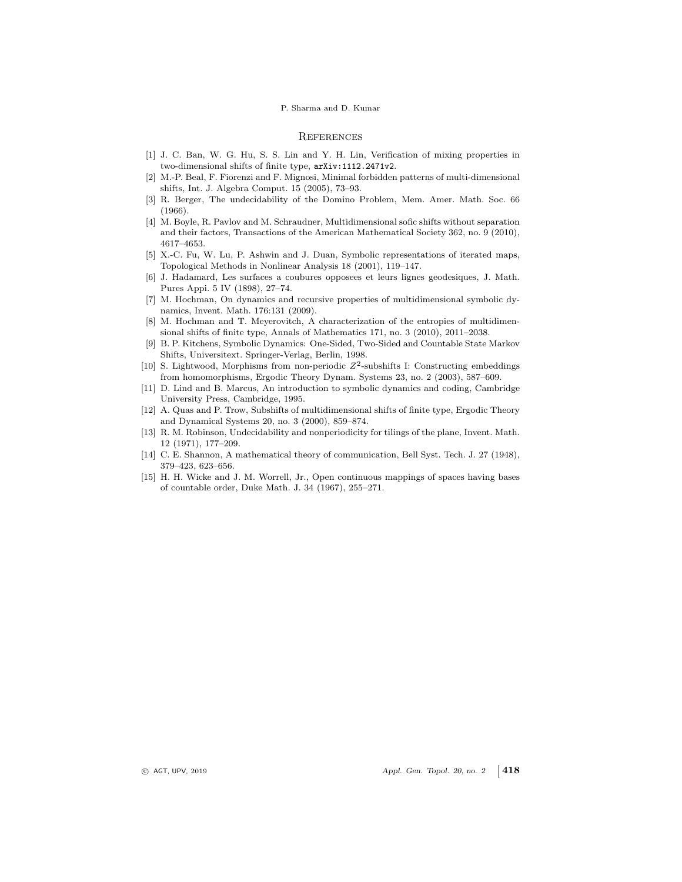## References

[1] J. C. Ban, W. G. Hu, S. S. Lin and Y. H. Lin, Verification of mixing properties in two-dimensional shifts of finite type, arXiv:1112.2471v2.

[2] M.-P. Beal, F. Fiorenzi and F. Mignosi, Minimal forbidden patterns of multi-dimensional shifts, Int. J. Algebra Comput. 15 (2005), 73–93.

[3] R. Berger, The undecidability of the Domino Problem, Mem. Amer. Math. Soc. 66 (1966).

[4] M. Boyle, R. Pavlov and M. Schraudner, Multidimensional sofic shifts without separation and their factors, Transactions of the American Mathematical Society 362, no. 9 (2010), 4617–4653.

[5] X.-C. Fu, W. Lu, P. Ashwin and J. Duan, Symbolic representations of iterated maps, Topological Methods in Nonlinear Analysis 18 (2001), 119–147.

[6] J. Hadamard, Les surfaces a coubures opposees et leurs lignes geodesiques, J. Math. Pures Appi. 5 IV (1898), 27–74.

[7] M. Hochman, On dynamics and recursive properties of multidimensional symbolic dynamics, Invent. Math. 176:131 (2009).

[8] M. Hochman and T. Meyerovitch, A characterization of the entropies of multidimensional shifts of finite type, Annals of Mathematics 171, no. 3 (2010), 2011–2038.

[9] B. P. Kitchens, Symbolic Dynamics: One-Sided, Two-Sided and Countable State Markov Shifts, Universitext. Springer-Verlag, Berlin, 1998.

[10] S. Lightwood, Morphisms from non-periodic $Z^2$-subshifts I: Constructing embeddings from homomorphisms, Ergodic Theory Dynam. Systems 23, no. 2 (2003), 587–609.

[11] D. Lind and B. Marcus, An introduction to symbolic dynamics and coding, Cambridge University Press, Cambridge, 1995.

[12] A. Quas and P. Trow, Subshifts of multidimensional shifts of finite type, Ergodic Theory and Dynamical Systems 20, no. 3 (2000), 859–874.

[13] R. M. Robinson, Undecidability and nonperiodicity for tilings of the plane, Invent. Math. 12 (1971), 177–209.

[14] C. E. Shannon, A mathematical theory of communication, Bell Syst. Tech. J. 27 (1948), 379–423, 623–656.

[15] H. H. Wicke and J. M. Worrell, Jr., Open continuous mappings of spaces having bases of countable order, Duke Math. J. 34 (1967), 255–271.